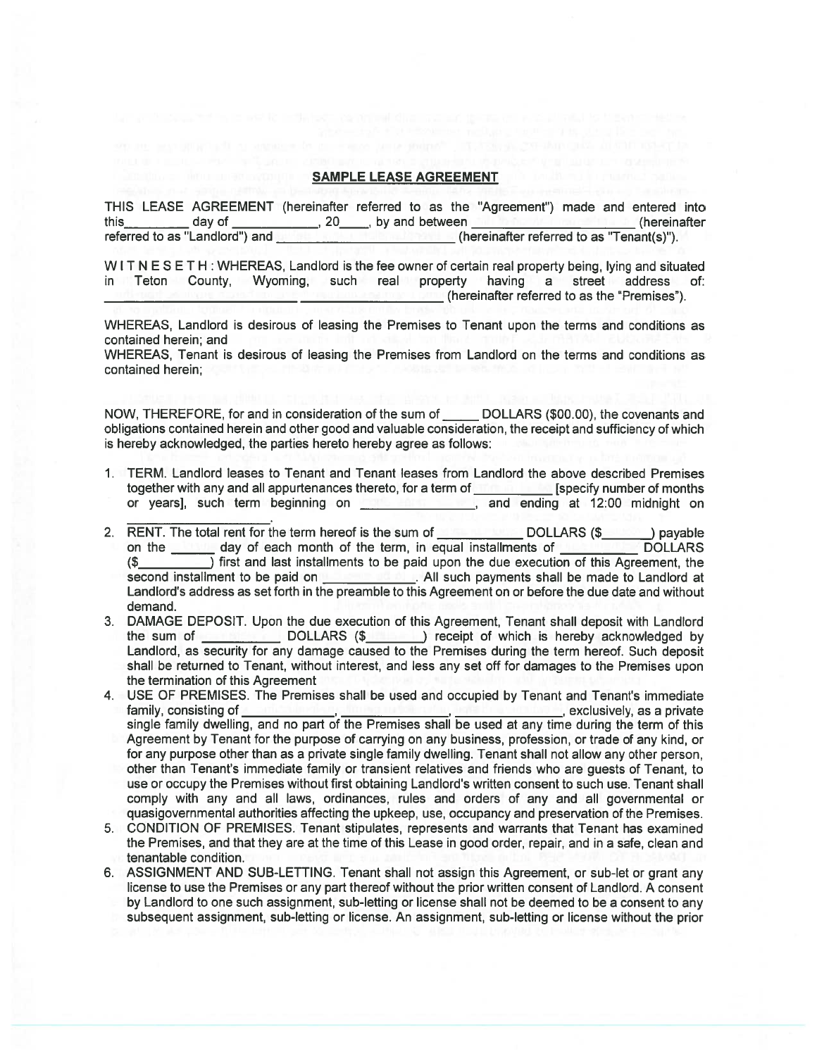**SAMPLE LEASE AGREEMENT**

THIS LEASE AGREEMENT (hereinafter referred to as the "Agreement") made and entered into this________ day of ____________, 20____, by and between ____________________ (hereinafter referred to as "Landlord") and ______________________________ (hereinafter referred to as "Tenant(s)").

W I T N E S E T H : WHEREAS, Landlord is the fee owner of certain real property being, lying and situated in Teton County, Wyoming, such real property having a street address of: ______________________________________________ (hereinafter referred to as the "Premises").

WHEREAS, Landlord is desirous of leasing the Premises to Tenant upon the terms and conditions as contained herein; and

WHEREAS, Tenant is desirous of leasing the Premises from Landlord on the terms and conditions as contained herein;

NOW, THEREFORE, for and in consideration of the sum of _____ DOLLARS ($00.00), the covenants and obligations contained herein and other good and valuable consideration, the receipt and sufficiency of which is hereby acknowledged, the parties hereto hereby agree as follows:

1. TERM. Landlord leases to Tenant and Tenant leases from Landlord the above described Premises together with any and all appurtenances thereto, for a term of __________ [specify number of months or years], such term beginning on ______________, and ending at 12:00 midnight on ____________________.
2. RENT. The total rent for the term hereof is the sum of ____________ DOLLARS ($_______) payable on the ______ day of each month of the term, in equal installments of __________ DOLLARS ($__________) first and last installments to be paid upon the due execution of this Agreement, the second installment to be paid on ____________. All such payments shall be made to Landlord at Landlord's address as set forth in the preamble to this Agreement on or before the due date and without demand.
3. DAMAGE DEPOSIT. Upon the due execution of this Agreement, Tenant shall deposit with Landlord the sum of __________ DOLLARS ($________) receipt of which is hereby acknowledged by Landlord, as security for any damage caused to the Premises during the term hereof. Such deposit shall be returned to Tenant, without interest, and less any set off for damages to the Premises upon the termination of this Agreement
4. USE OF PREMISES. The Premises shall be used and occupied by Tenant and Tenant's immediate family, consisting of ____________, ______________, ______________, exclusively, as a private single family dwelling, and no part of the Premises shall be used at any time during the term of this Agreement by Tenant for the purpose of carrying on any business, profession, or trade of any kind, or for any purpose other than as a private single family dwelling. Tenant shall not allow any other person, other than Tenant's immediate family or transient relatives and friends who are guests of Tenant, to use or occupy the Premises without first obtaining Landlord's written consent to such use. Tenant shall comply with any and all laws, ordinances, rules and orders of any and all governmental or quasigovernmental authorities affecting the upkeep, use, occupancy and preservation of the Premises.
5. CONDITION OF PREMISES. Tenant stipulates, represents and warrants that Tenant has examined the Premises, and that they are at the time of this Lease in good order, repair, and in a safe, clean and tenantable condition.
6. ASSIGNMENT AND SUB-LETTING. Tenant shall not assign this Agreement, or sub-let or grant any license to use the Premises or any part thereof without the prior written consent of Landlord. A consent by Landlord to one such assignment, sub-letting or license shall not be deemed to be a consent to any subsequent assignment, sub-letting or license. An assignment, sub-letting or license without the prior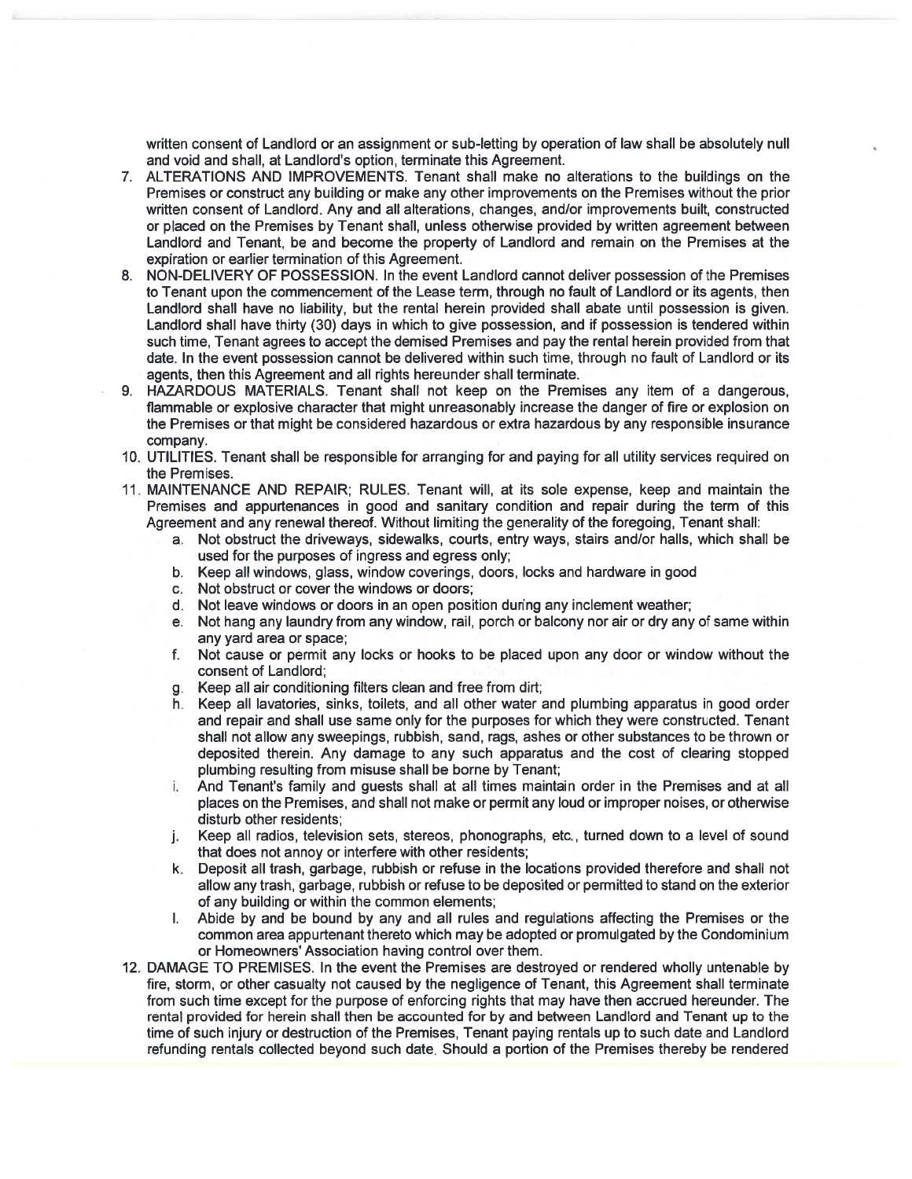written consent of Landlord or an assignment or sub-letting by operation of law shall be absolutely null and void and shall, at Landlord's option, terminate this Agreement.

7. ALTERATIONS AND IMPROVEMENTS. Tenant shall make no alterations to the buildings on the Premises or construct any building or make any other improvements on the Premises without the prior written consent of Landlord. Any and all alterations, changes, and/or improvements built, constructed or placed on the Premises by Tenant shall, unless otherwise provided by written agreement between Landlord and Tenant, be and become the property of Landlord and remain on the Premises at the expiration or earlier termination of this Agreement.
8. NON-DELIVERY OF POSSESSION. In the event Landlord cannot deliver possession of the Premises to Tenant upon the commencement of the Lease term, through no fault of Landlord or its agents, then Landlord shall have no liability, but the rental herein provided shall abate until possession is given. Landlord shall have thirty (30) days in which to give possession, and if possession is tendered within such time, Tenant agrees to accept the demised Premises and pay the rental herein provided from that date. In the event possession cannot be delivered within such time, through no fault of Landlord or its agents, then this Agreement and all rights hereunder shall terminate.
9. HAZARDOUS MATERIALS. Tenant shall not keep on the Premises any item of a dangerous, flammable or explosive character that might unreasonably increase the danger of fire or explosion on the Premises or that might be considered hazardous or extra hazardous by any responsible insurance company.
10. UTILITIES. Tenant shall be responsible for arranging for and paying for all utility services required on the Premises.
11. MAINTENANCE AND REPAIR; RULES. Tenant will, at its sole expense, keep and maintain the Premises and appurtenances in good and sanitary condition and repair during the term of this Agreement and any renewal thereof. Without limiting the generality of the foregoing, Tenant shall:
    a. Not obstruct the driveways, sidewalks, courts, entry ways, stairs and/or halls, which shall be used for the purposes of ingress and egress only;
    b. Keep all windows, glass, window coverings, doors, locks and hardware in good
    c. Not obstruct or cover the windows or doors;
    d. Not leave windows or doors in an open position during any inclement weather;
    e. Not hang any laundry from any window, rail, porch or balcony nor air or dry any of same within any yard area or space;
    f. Not cause or permit any locks or hooks to be placed upon any door or window without the consent of Landlord;
    g. Keep all air conditioning filters clean and free from dirt;
    h. Keep all lavatories, sinks, toilets, and all other water and plumbing apparatus in good order and repair and shall use same only for the purposes for which they were constructed. Tenant shall not allow any sweepings, rubbish, sand, rags, ashes or other substances to be thrown or deposited therein. Any damage to any such apparatus and the cost of clearing stopped plumbing resulting from misuse shall be borne by Tenant;
    i. And Tenant's family and guests shall at all times maintain order in the Premises and at all places on the Premises, and shall not make or permit any loud or improper noises, or otherwise disturb other residents;
    j. Keep all radios, television sets, stereos, phonographs, etc., turned down to a level of sound that does not annoy or interfere with other residents;
    k. Deposit all trash, garbage, rubbish or refuse in the locations provided therefore and shall not allow any trash, garbage, rubbish or refuse to be deposited or permitted to stand on the exterior of any building or within the common elements;
    l. Abide by and be bound by any and all rules and regulations affecting the Premises or the common area appurtenant thereto which may be adopted or promulgated by the Condominium or Homeowners' Association having control over them.
12. DAMAGE TO PREMISES. In the event the Premises are destroyed or rendered wholly untenable by fire, storm, or other casualty not caused by the negligence of Tenant, this Agreement shall terminate from such time except for the purpose of enforcing rights that may have then accrued hereunder. The rental provided for herein shall then be accounted for by and between Landlord and Tenant up to the time of such injury or destruction of the Premises, Tenant paying rentals up to such date and Landlord refunding rentals collected beyond such date. Should a portion of the Premises thereby be rendered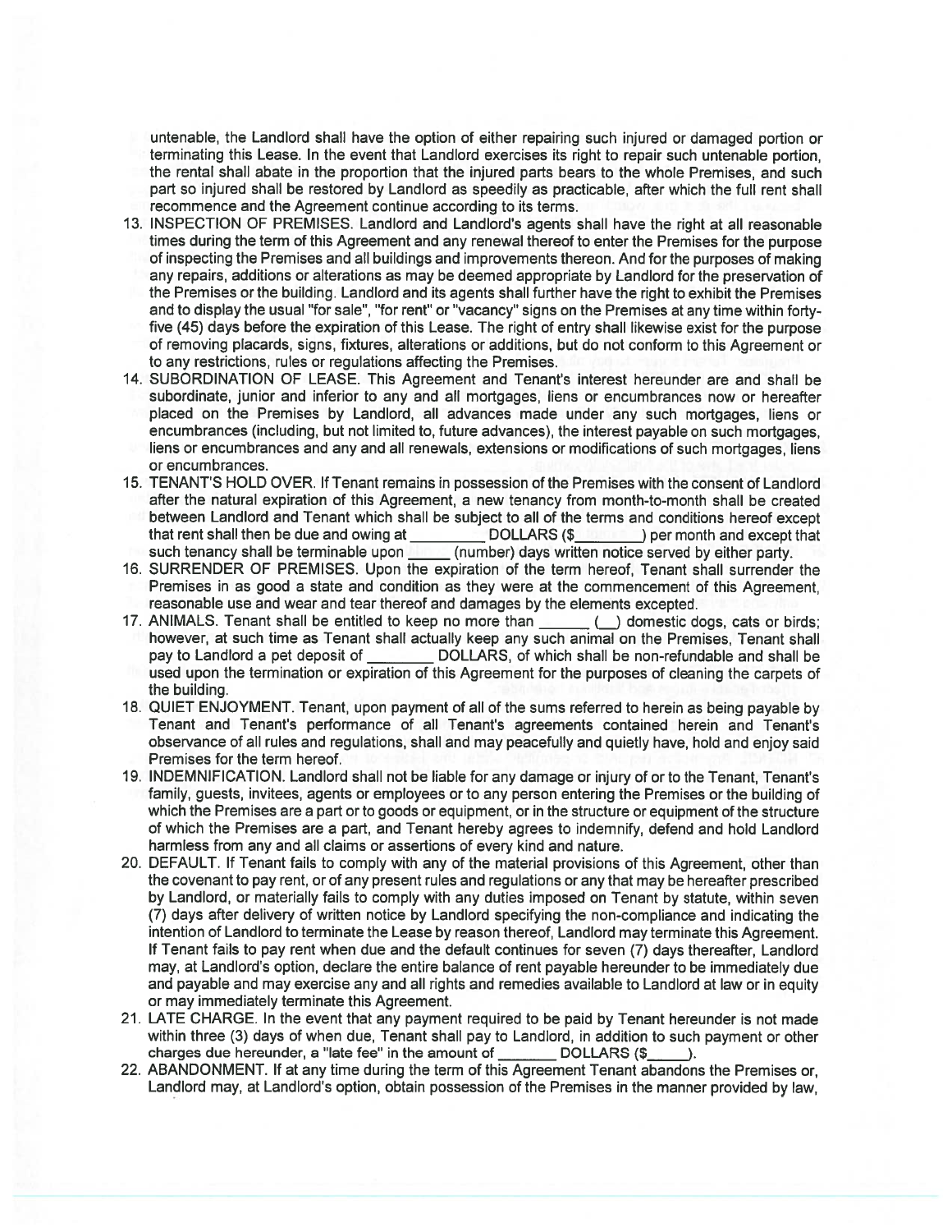untenable, the Landlord shall have the option of either repairing such injured or damaged portion or terminating this Lease. In the event that Landlord exercises its right to repair such untenable portion, the rental shall abate in the proportion that the injured parts bears to the whole Premises, and such part so injured shall be restored by Landlord as speedily as practicable, after which the full rent shall recommence and the Agreement continue according to its terms.

13. INSPECTION OF PREMISES. Landlord and Landlord's agents shall have the right at all reasonable times during the term of this Agreement and any renewal thereof to enter the Premises for the purpose of inspecting the Premises and all buildings and improvements thereon. And for the purposes of making any repairs, additions or alterations as may be deemed appropriate by Landlord for the preservation of the Premises or the building. Landlord and its agents shall further have the right to exhibit the Premises and to display the usual "for sale", "for rent" or "vacancy" signs on the Premises at any time within forty-five (45) days before the expiration of this Lease. The right of entry shall likewise exist for the purpose of removing placards, signs, fixtures, alterations or additions, but do not conform to this Agreement or to any restrictions, rules or regulations affecting the Premises.
14. SUBORDINATION OF LEASE. This Agreement and Tenant's interest hereunder are and shall be subordinate, junior and inferior to any and all mortgages, liens or encumbrances now or hereafter placed on the Premises by Landlord, all advances made under any such mortgages, liens or encumbrances (including, but not limited to, future advances), the interest payable on such mortgages, liens or encumbrances and any and all renewals, extensions or modifications of such mortgages, liens or encumbrances.
15. TENANT'S HOLD OVER. If Tenant remains in possession of the Premises with the consent of Landlord after the natural expiration of this Agreement, a new tenancy from month-to-month shall be created between Landlord and Tenant which shall be subject to all of the terms and conditions hereof except that rent shall then be due and owing at __________ DOLLARS ($________) per month and except that such tenancy shall be terminable upon ______ (number) days written notice served by either party.
16. SURRENDER OF PREMISES. Upon the expiration of the term hereof, Tenant shall surrender the Premises in as good a state and condition as they were at the commencement of this Agreement, reasonable use and wear and tear thereof and damages by the elements excepted.
17. ANIMALS. Tenant shall be entitled to keep no more than ______ (__) domestic dogs, cats or birds; however, at such time as Tenant shall actually keep any such animal on the Premises, Tenant shall pay to Landlord a pet deposit of ________ DOLLARS, of which shall be non-refundable and shall be used upon the termination or expiration of this Agreement for the purposes of cleaning the carpets of the building.
18. QUIET ENJOYMENT. Tenant, upon payment of all of the sums referred to herein as being payable by Tenant and Tenant's performance of all Tenant's agreements contained herein and Tenant's observance of all rules and regulations, shall and may peacefully and quietly have, hold and enjoy said Premises for the term hereof.
19. INDEMNIFICATION. Landlord shall not be liable for any damage or injury of or to the Tenant, Tenant's family, guests, invitees, agents or employees or to any person entering the Premises or the building of which the Premises are a part or to goods or equipment, or in the structure or equipment of the structure of which the Premises are a part, and Tenant hereby agrees to indemnify, defend and hold Landlord harmless from any and all claims or assertions of every kind and nature.
20. DEFAULT. If Tenant fails to comply with any of the material provisions of this Agreement, other than the covenant to pay rent, or of any present rules and regulations or any that may be hereafter prescribed by Landlord, or materially fails to comply with any duties imposed on Tenant by statute, within seven (7) days after delivery of written notice by Landlord specifying the non-compliance and indicating the intention of Landlord to terminate the Lease by reason thereof, Landlord may terminate this Agreement. If Tenant fails to pay rent when due and the default continues for seven (7) days thereafter, Landlord may, at Landlord's option, declare the entire balance of rent payable hereunder to be immediately due and payable and may exercise any and all rights and remedies available to Landlord at law or in equity or may immediately terminate this Agreement.
21. LATE CHARGE. In the event that any payment required to be paid by Tenant hereunder is not made within three (3) days of when due, Tenant shall pay to Landlord, in addition to such payment or other charges due hereunder, a "late fee" in the amount of _______ DOLLARS ($_____).
22. ABANDONMENT. If at any time during the term of this Agreement Tenant abandons the Premises or, Landlord may, at Landlord's option, obtain possession of the Premises in the manner provided by law,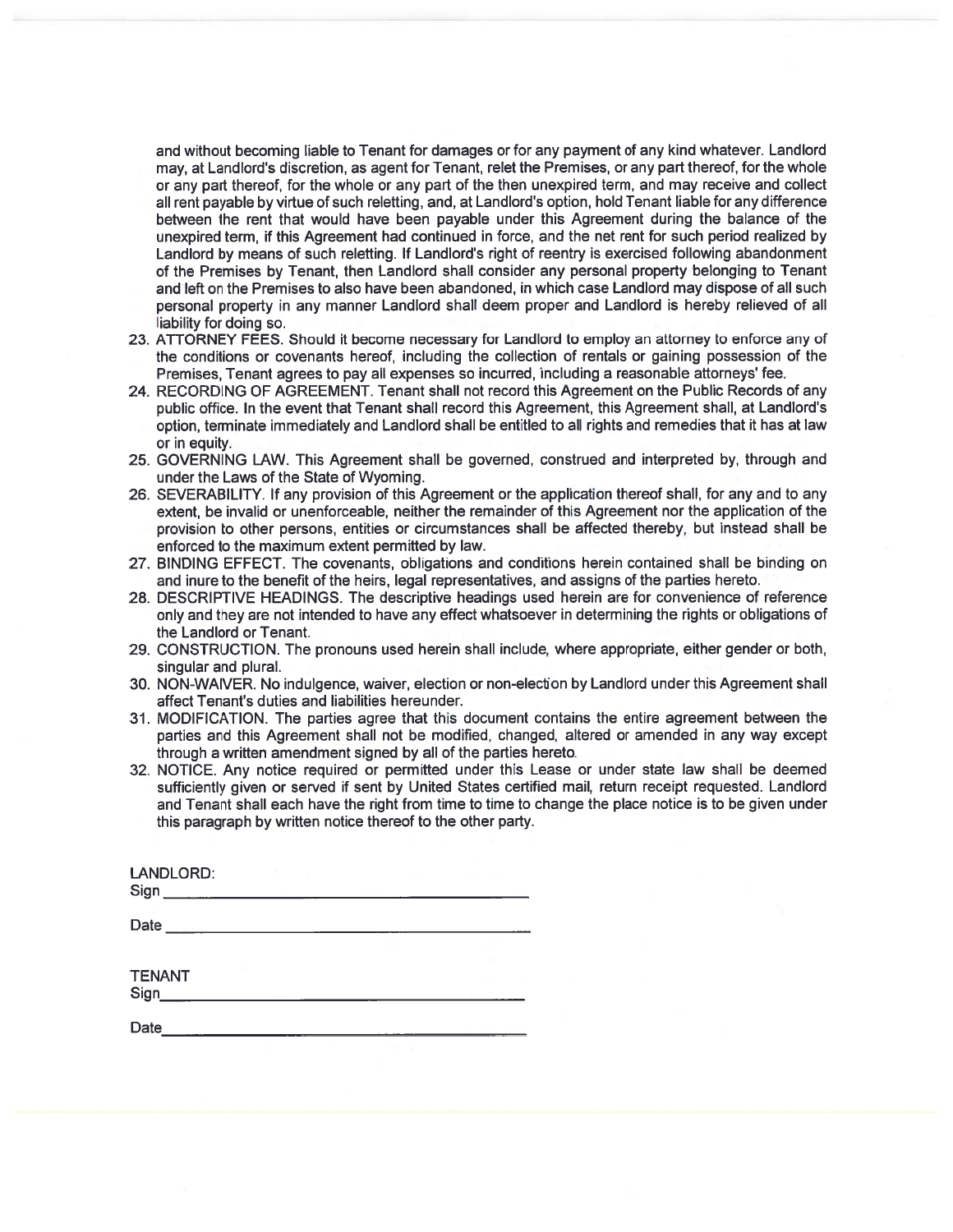and without becoming liable to Tenant for damages or for any payment of any kind whatever. Landlord may, at Landlord's discretion, as agent for Tenant, relet the Premises, or any part thereof, for the whole or any part thereof, for the whole or any part of the then unexpired term, and may receive and collect all rent payable by virtue of such reletting, and, at Landlord's option, hold Tenant liable for any difference between the rent that would have been payable under this Agreement during the balance of the unexpired term, if this Agreement had continued in force, and the net rent for such period realized by Landlord by means of such reletting. If Landlord's right of reentry is exercised following abandonment of the Premises by Tenant, then Landlord shall consider any personal property belonging to Tenant and left on the Premises to also have been abandoned, in which case Landlord may dispose of all such personal property in any manner Landlord shall deem proper and Landlord is hereby relieved of all liability for doing so.

23. ATTORNEY FEES. Should it become necessary for Landlord to employ an attorney to enforce any of the conditions or covenants hereof, including the collection of rentals or gaining possession of the Premises, Tenant agrees to pay all expenses so incurred, including a reasonable attorneys' fee.
24. RECORDING OF AGREEMENT. Tenant shall not record this Agreement on the Public Records of any public office. In the event that Tenant shall record this Agreement, this Agreement shall, at Landlord's option, terminate immediately and Landlord shall be entitled to all rights and remedies that it has at law or in equity.
25. GOVERNING LAW. This Agreement shall be governed, construed and interpreted by, through and under the Laws of the State of Wyoming.
26. SEVERABILITY. If any provision of this Agreement or the application thereof shall, for any and to any extent, be invalid or unenforceable, neither the remainder of this Agreement nor the application of the provision to other persons, entities or circumstances shall be affected thereby, but instead shall be enforced to the maximum extent permitted by law.
27. BINDING EFFECT. The covenants, obligations and conditions herein contained shall be binding on and inure to the benefit of the heirs, legal representatives, and assigns of the parties hereto.
28. DESCRIPTIVE HEADINGS. The descriptive headings used herein are for convenience of reference only and they are not intended to have any effect whatsoever in determining the rights or obligations of the Landlord or Tenant.
29. CONSTRUCTION. The pronouns used herein shall include, where appropriate, either gender or both, singular and plural.
30. NON-WAIVER. No indulgence, waiver, election or non-election by Landlord under this Agreement shall affect Tenant's duties and liabilities hereunder.
31. MODIFICATION. The parties agree that this document contains the entire agreement between the parties and this Agreement shall not be modified, changed, altered or amended in any way except through a written amendment signed by all of the parties hereto.
32. NOTICE. Any notice required or permitted under this Lease or under state law shall be deemed sufficiently given or served if sent by United States certified mail, return receipt requested. Landlord and Tenant shall each have the right from time to time to change the place notice is to be given under this paragraph by written notice thereof to the other party.

LANDLORD:
Sign \_\_\_\_\_\_\_\_\_\_\_\_\_\_\_\_\_\_\_\_\_\_\_\_\_\_\_\_\_\_\_\_\_\_\_\_\_\_\_\_

Date \_\_\_\_\_\_\_\_\_\_\_\_\_\_\_\_\_\_\_\_\_\_\_\_\_\_\_\_\_\_\_\_\_\_\_\_\_\_\_\_

TENANT
Sign \_\_\_\_\_\_\_\_\_\_\_\_\_\_\_\_\_\_\_\_\_\_\_\_\_\_\_\_\_\_\_\_\_\_\_\_\_\_\_\_

Date \_\_\_\_\_\_\_\_\_\_\_\_\_\_\_\_\_\_\_\_\_\_\_\_\_\_\_\_\_\_\_\_\_\_\_\_\_\_\_\_